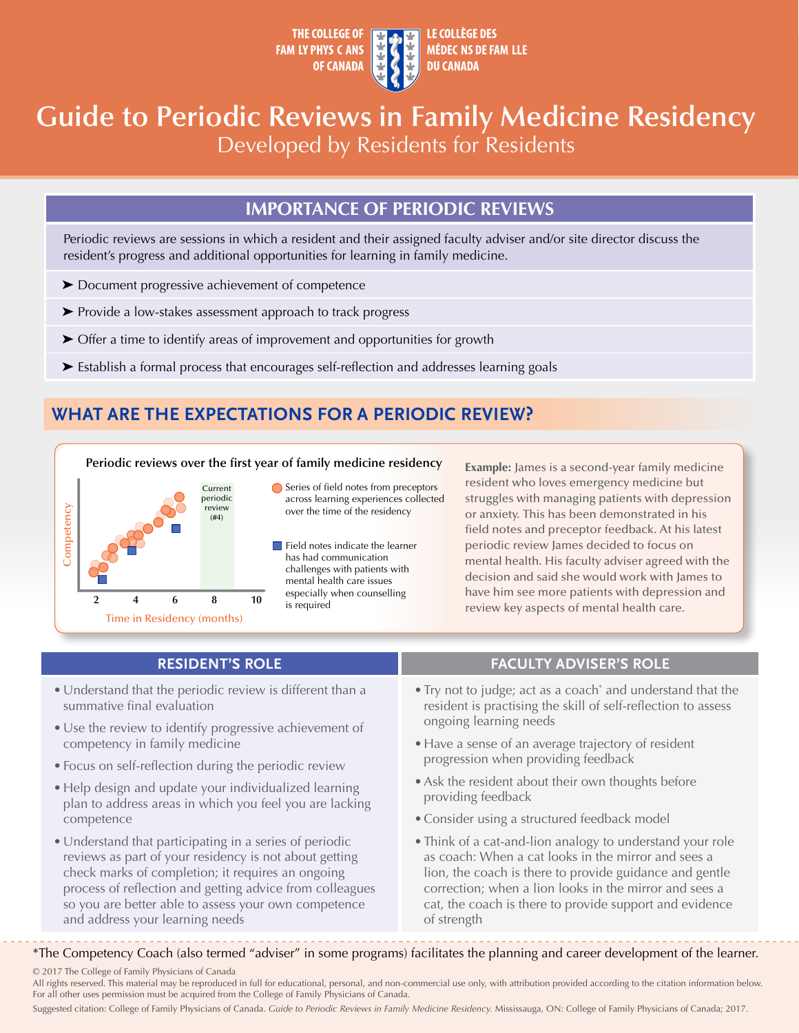THE COLLEGE OF FAMILY PHYSICIANS OF CANADA | LE COLLÈGE DES MÉDECINS DE FAMILLE DU CANADA

# Guide to Periodic Reviews in Family Medicine Residency

## Developed by Residents for Residents

## IMPORTANCE OF PERIODIC REVIEWS

Periodic reviews are sessions in which a resident and their assigned faculty adviser and/or site director discuss the resident's progress and additional opportunities for learning in family medicine.

- ➤ Document progressive achievement of competence
- ➤ Provide a low-stakes assessment approach to track progress
- ➤ Offer a time to identify areas of improvement and opportunities for growth
- ➤ Establish a formal process that encourages self-reflection and addresses learning goals

## WHAT ARE THE EXPECTATIONS FOR A PERIODIC REVIEW?

**Periodic reviews over the first year of family medicine residency**

Competency

Current periodic review (#4)

2 4 6 8 10

Time in Residency (months)

- Series of field notes from preceptors across learning experiences collected over the time of the residency
- Field notes indicate the learner has had communication challenges with patients with mental health care issues especially when counselling is required

**Example:** James is a second-year family medicine resident who loves emergency medicine but struggles with managing patients with depression or anxiety. This has been demonstrated in his field notes and preceptor feedback. At his latest periodic review James decided to focus on mental health. His faculty adviser agreed with the decision and said she would work with James to have him see more patients with depression and review key aspects of mental health care.

### RESIDENT'S ROLE

- Understand that the periodic review is different than a summative final evaluation
- Use the review to identify progressive achievement of competency in family medicine
- Focus on self-reflection during the periodic review
- Help design and update your individualized learning plan to address areas in which you feel you are lacking competence
- Understand that participating in a series of periodic reviews as part of your residency is not about getting check marks of completion; it requires an ongoing process of reflection and getting advice from colleagues so you are better able to assess your own competence and address your learning needs

### FACULTY ADVISER'S ROLE

- Try not to judge; act as a coach* and understand that the resident is practising the skill of self-reflection to assess ongoing learning needs
- Have a sense of an average trajectory of resident progression when providing feedback
- Ask the resident about their own thoughts before providing feedback
- Consider using a structured feedback model
- Think of a cat-and-lion analogy to understand your role as coach: When a cat looks in the mirror and sees a lion, the coach is there to provide guidance and gentle correction; when a lion looks in the mirror and sees a cat, the coach is there to provide support and evidence of strength

*The Competency Coach (also termed "adviser" in some programs) facilitates the planning and career development of the learner.

© 2017 The College of Family Physicians of Canada
All rights reserved. This material may be reproduced in full for educational, personal, and non-commercial use only, with attribution provided according to the citation information below. For all other uses permission must be acquired from the College of Family Physicians of Canada.

Suggested citation: College of Family Physicians of Canada. *Guide to Periodic Reviews in Family Medicine Residency.* Mississauga, ON: College of Family Physicians of Canada; 2017.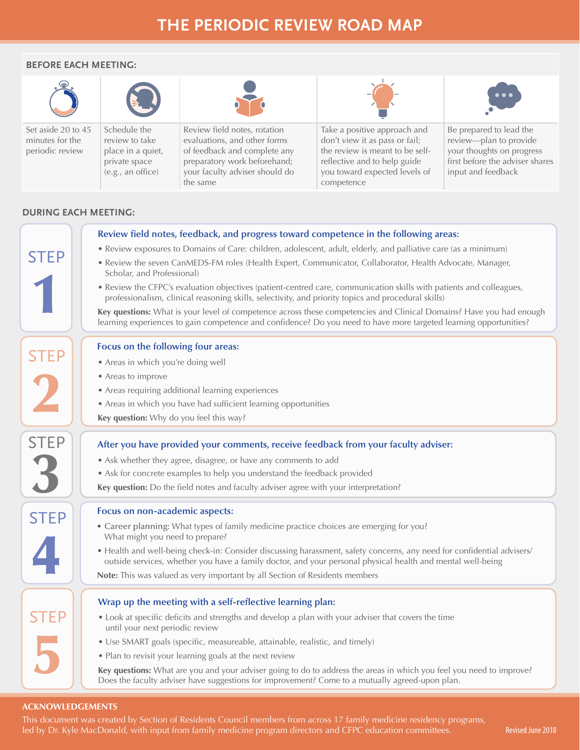# THE PERIODIC REVIEW ROAD MAP

## BEFORE EACH MEETING:

| | | | | |
|---|---|---|---|---|
| Set aside 20 to 45 minutes for the periodic review | Schedule the review to take place in a quiet, private space (e.g., an office) | Review field notes, rotation evaluations, and other forms of feedback and complete any preparatory work beforehand; your faculty adviser should do the same | Take a positive approach and don't view it as pass or fail; the review is meant to be self-reflective and to help guide you toward expected levels of competence | Be prepared to lead the review—plan to provide your thoughts on progress first before the adviser shares input and feedback |

## DURING EACH MEETING:

### STEP 1

**Review field notes, feedback, and progress toward competence in the following areas:**

- Review exposures to Domains of Care: children, adolescent, adult, elderly, and palliative care (as a minimum)
- Review the seven CanMEDS-FM roles (Health Expert, Communicator, Collaborator, Health Advocate, Manager, Scholar, and Professional)
- Review the CFPC's evaluation objectives (patient-centred care, communication skills with patients and colleagues, professionalism, clinical reasoning skills, selectivity, and priority topics and procedural skills)

**Key questions:** What is your level of competence across these competencies and Clinical Domains? Have you had enough learning experiences to gain competence and confidence? Do you need to have more targeted learning opportunities?

### STEP 2

**Focus on the following four areas:**

- Areas in which you're doing well
- Areas to improve
- Areas requiring additional learning experiences
- Areas in which you have had sufficient learning opportunities

**Key question:** Why do you feel this way?

### STEP 3

**After you have provided your comments, receive feedback from your faculty adviser:**

- Ask whether they agree, disagree, or have any comments to add
- Ask for concrete examples to help you understand the feedback provided

**Key question:** Do the field notes and faculty adviser agree with your interpretation?

### STEP 4

**Focus on non-academic aspects:**

- Career planning: What types of family medicine practice choices are emerging for you? What might you need to prepare?
- Health and well-being check-in: Consider discussing harassment, safety concerns, any need for confidential advisers/outside services, whether you have a family doctor, and your personal physical health and mental well-being

**Note:** This was valued as very important by all Section of Residents members

### STEP 5

**Wrap up the meeting with a self-reflective learning plan:**

- Look at specific deficits and strengths and develop a plan with your adviser that covers the time until your next periodic review
- Use SMART goals (specific, measureable, attainable, realistic, and timely)
- Plan to revisit your learning goals at the next review

**Key questions:** What are you and your adviser going to do to address the areas in which you feel you need to improve? Does the faculty adviser have suggestions for improvement? Come to a mutually agreed-upon plan.

**ACKNOWLEDGEMENTS**

This document was created by Section of Residents Council members from across 17 family medicine residency programs, led by Dr. Kyle MacDonald, with input from family medicine program directors and CFPC education committees.

Revised June 2018